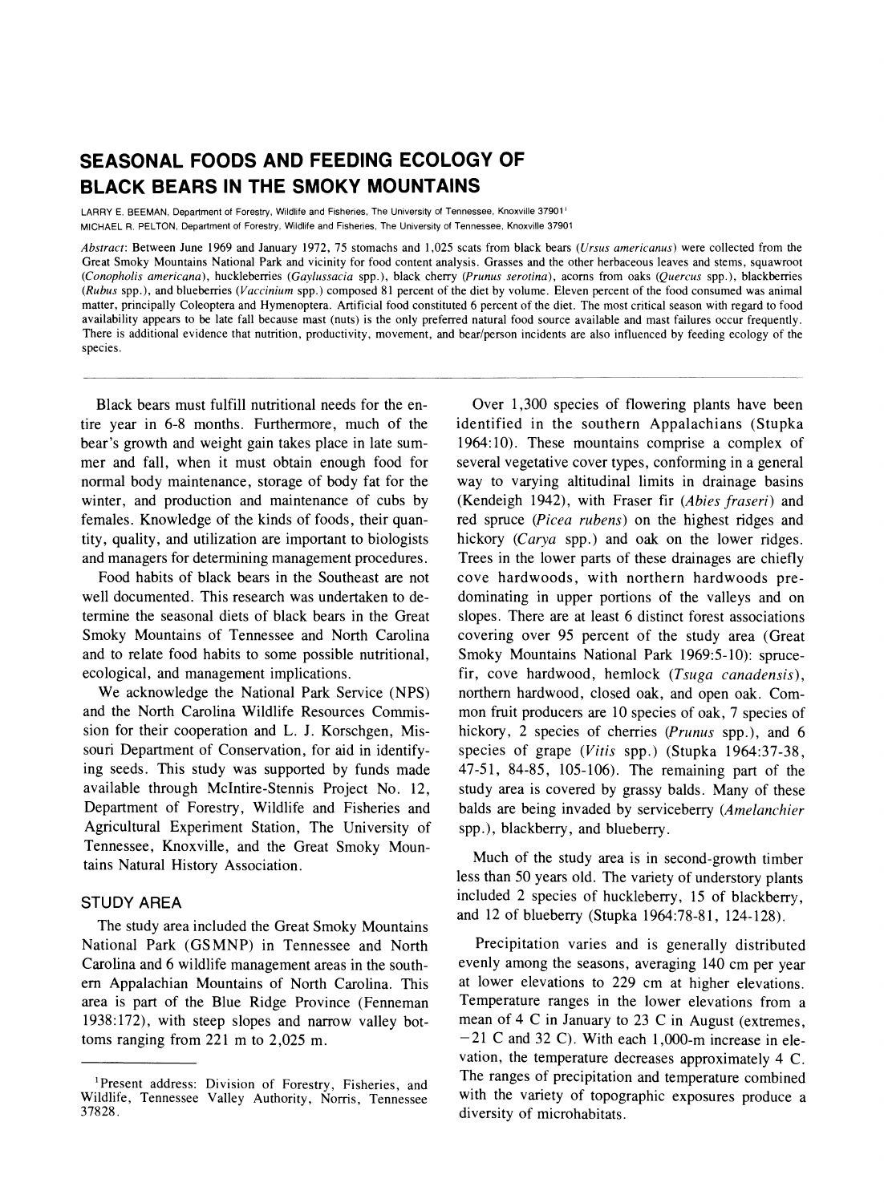# SEASONAL FOODS AND FEEDING ECOLOGY OF BLACK BEARS IN THE SMOKY MOUNTAINS

LARRY E. BEEMAN, Department of Forestry, Wildlife and Fisheries, The University of Tennessee, Knoxville 37901[1]
MICHAEL R. PELTON, Department of Forestry, Wildlife and Fisheries, The University of Tennessee, Knoxville 37901

*Abstract*: Between June 1969 and January 1972, 75 stomachs and 1,025 scats from black bears (*Ursus americanus*) were collected from the Great Smoky Mountains National Park and vicinity for food content analysis. Grasses and the other herbaceous leaves and stems, squawroot (*Conopholis americana*), huckleberries (*Gaylussacia* spp.), black cherry (*Prunus serotina*), acorns from oaks (*Quercus* spp.), blackberries (*Rubus* spp.), and blueberries (*Vaccinium* spp.) composed 81 percent of the diet by volume. Eleven percent of the food consumed was animal matter, principally Coleoptera and Hymenoptera. Artificial food constituted 6 percent of the diet. The most critical season with regard to food availability appears to be late fall because mast (nuts) is the only preferred natural food source available and mast failures occur frequently. There is additional evidence that nutrition, productivity, movement, and bear/person incidents are also influenced by feeding ecology of the species.

Black bears must fulfill nutritional needs for the entire year in 6-8 months. Furthermore, much of the bear's growth and weight gain takes place in late summer and fall, when it must obtain enough food for normal body maintenance, storage of body fat for the winter, and production and maintenance of cubs by females. Knowledge of the kinds of foods, their quantity, quality, and utilization are important to biologists and managers for determining management procedures.

Food habits of black bears in the Southeast are not well documented. This research was undertaken to determine the seasonal diets of black bears in the Great Smoky Mountains of Tennessee and North Carolina and to relate food habits to some possible nutritional, ecological, and management implications.

We acknowledge the National Park Service (NPS) and the North Carolina Wildlife Resources Commission for their cooperation and L. J. Korschgen, Missouri Department of Conservation, for aid in identifying seeds. This study was supported by funds made available through McIntire-Stennis Project No. 12, Department of Forestry, Wildlife and Fisheries and Agricultural Experiment Station, The University of Tennessee, Knoxville, and the Great Smoky Mountains Natural History Association.

## STUDY AREA

The study area included the Great Smoky Mountains National Park (GSMNP) in Tennessee and North Carolina and 6 wildlife management areas in the southern Appalachian Mountains of North Carolina. This area is part of the Blue Ridge Province (Fenneman 1938:172), with steep slopes and narrow valley bottoms ranging from 221 m to 2,025 m.

Over 1,300 species of flowering plants have been identified in the southern Appalachians (Stupka 1964:10). These mountains comprise a complex of several vegetative cover types, conforming in a general way to varying altitudinal limits in drainage basins (Kendeigh 1942), with Fraser fir (*Abies fraseri*) and red spruce (*Picea rubens*) on the highest ridges and hickory (*Carya* spp.) and oak on the lower ridges. Trees in the lower parts of these drainages are chiefly cove hardwoods, with northern hardwoods predominating in upper portions of the valleys and on slopes. There are at least 6 distinct forest associations covering over 95 percent of the study area (Great Smoky Mountains National Park 1969:5-10): spruce-fir, cove hardwood, hemlock (*Tsuga canadensis*), northern hardwood, closed oak, and open oak. Common fruit producers are 10 species of oak, 7 species of hickory, 2 species of cherries (*Prunus* spp.), and 6 species of grape (*Vitis* spp.) (Stupka 1964:37-38, 47-51, 84-85, 105-106). The remaining part of the study area is covered by grassy balds. Many of these balds are being invaded by serviceberry (*Amelanchier* spp.), blackberry, and blueberry.

Much of the study area is in second-growth timber less than 50 years old. The variety of understory plants included 2 species of huckleberry, 15 of blackberry, and 12 of blueberry (Stupka 1964:78-81, 124-128).

Precipitation varies and is generally distributed evenly among the seasons, averaging 140 cm per year at lower elevations to 229 cm at higher elevations. Temperature ranges in the lower elevations from a mean of 4 C in January to 23 C in August (extremes, −21 C and 32 C). With each 1,000-m increase in elevation, the temperature decreases approximately 4 C. The ranges of precipitation and temperature combined with the variety of topographic exposures produce a diversity of microhabitats.

[1]Present address: Division of Forestry, Fisheries, and Wildlife, Tennessee Valley Authority, Norris, Tennessee 37828.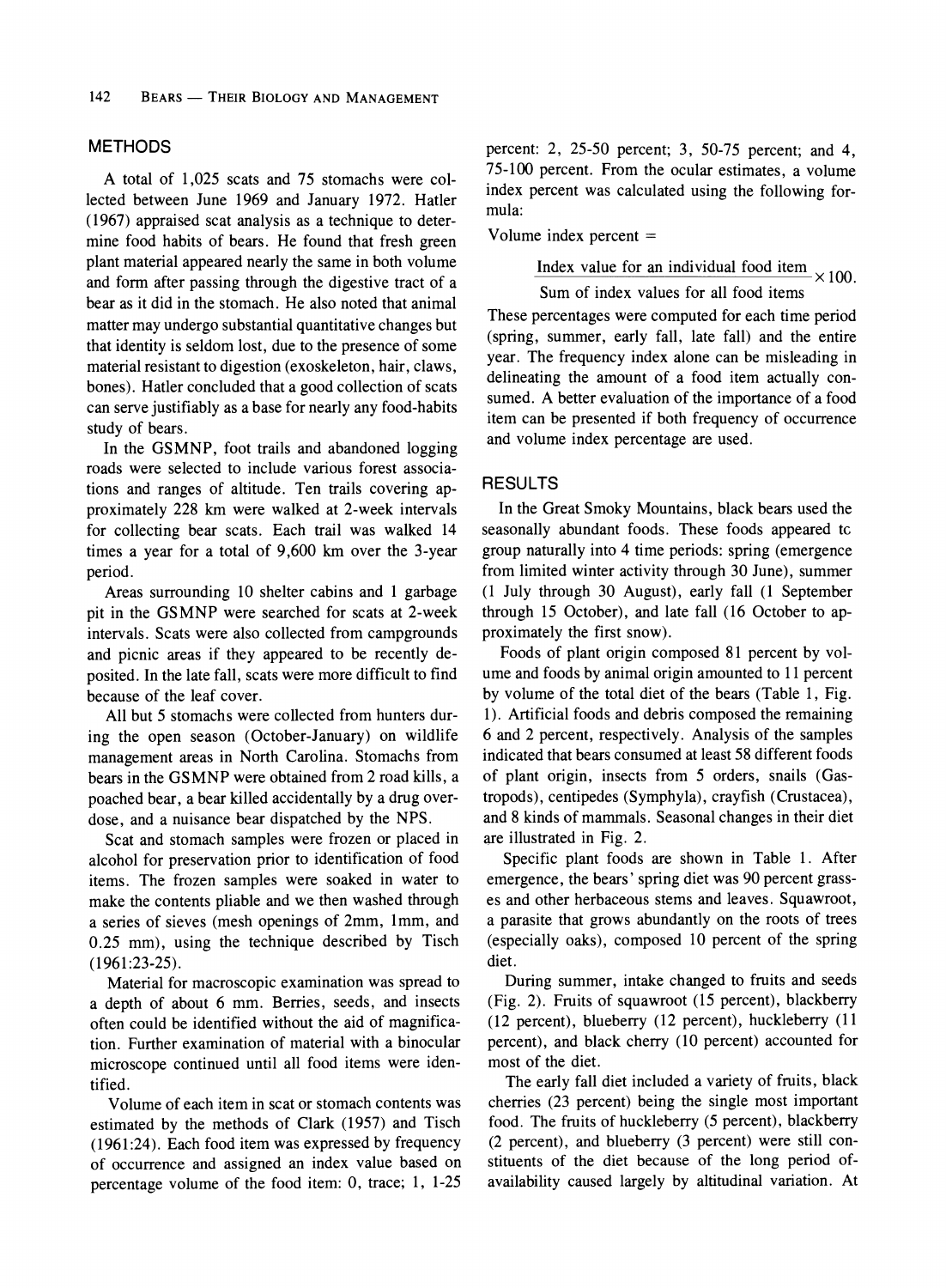## METHODS

A total of 1,025 scats and 75 stomachs were collected between June 1969 and January 1972. Hatler (1967) appraised scat analysis as a technique to determine food habits of bears. He found that fresh green plant material appeared nearly the same in both volume and form after passing through the digestive tract of a bear as it did in the stomach. He also noted that animal matter may undergo substantial quantitative changes but that identity is seldom lost, due to the presence of some material resistant to digestion (exoskeleton, hair, claws, bones). Hatler concluded that a good collection of scats can serve justifiably as a base for nearly any food-habits study of bears.

In the GSMNP, foot trails and abandoned logging roads were selected to include various forest associations and ranges of altitude. Ten trails covering approximately 228 km were walked at 2-week intervals for collecting bear scats. Each trail was walked 14 times a year for a total of 9,600 km over the 3-year period.

Areas surrounding 10 shelter cabins and 1 garbage pit in the GSMNP were searched for scats at 2-week intervals. Scats were also collected from campgrounds and picnic areas if they appeared to be recently deposited. In the late fall, scats were more difficult to find because of the leaf cover.

All but 5 stomachs were collected from hunters during the open season (October-January) on wildlife management areas in North Carolina. Stomachs from bears in the GSMNP were obtained from 2 road kills, a poached bear, a bear killed accidentally by a drug overdose, and a nuisance bear dispatched by the NPS.

Scat and stomach samples were frozen or placed in alcohol for preservation prior to identification of food items. The frozen samples were soaked in water to make the contents pliable and we then washed through a series of sieves (mesh openings of 2mm, 1mm, and 0.25 mm), using the technique described by Tisch (1961:23-25).

Material for macroscopic examination was spread to a depth of about 6 mm. Berries, seeds, and insects often could be identified without the aid of magnification. Further examination of material with a binocular microscope continued until all food items were identified.

Volume of each item in scat or stomach contents was estimated by the methods of Clark (1957) and Tisch (1961:24). Each food item was expressed by frequency of occurrence and assigned an index value based on percentage volume of the food item: 0, trace; 1, 1-25 percent: 2, 25-50 percent; 3, 50-75 percent; and 4, 75-100 percent. From the ocular estimates, a volume index percent was calculated using the following formula:

Volume index percent =

$$\frac{\text{Index value for an individual food item}}{\text{Sum of index values for all food items}} \times 100.$$

These percentages were computed for each time period (spring, summer, early fall, late fall) and the entire year. The frequency index alone can be misleading in delineating the amount of a food item actually consumed. A better evaluation of the importance of a food item can be presented if both frequency of occurrence and volume index percentage are used.

## RESULTS

In the Great Smoky Mountains, black bears used the seasonally abundant foods. These foods appeared tc group naturally into 4 time periods: spring (emergence from limited winter activity through 30 June), summer (1 July through 30 August), early fall (1 September through 15 October), and late fall (16 October to approximately the first snow).

Foods of plant origin composed 81 percent by volume and foods by animal origin amounted to 11 percent by volume of the total diet of the bears (Table 1, Fig. 1). Artificial foods and debris composed the remaining 6 and 2 percent, respectively. Analysis of the samples indicated that bears consumed at least 58 different foods of plant origin, insects from 5 orders, snails (Gastropods), centipedes (Symphyla), crayfish (Crustacea), and 8 kinds of mammals. Seasonal changes in their diet are illustrated in Fig. 2.

Specific plant foods are shown in Table 1. After emergence, the bears' spring diet was 90 percent grasses and other herbaceous stems and leaves. Squawroot, a parasite that grows abundantly on the roots of trees (especially oaks), composed 10 percent of the spring diet.

During summer, intake changed to fruits and seeds (Fig. 2). Fruits of squawroot (15 percent), blackberry (12 percent), blueberry (12 percent), huckleberry (11 percent), and black cherry (10 percent) accounted for most of the diet.

The early fall diet included a variety of fruits, black cherries (23 percent) being the single most important food. The fruits of huckleberry (5 percent), blackberry (2 percent), and blueberry (3 percent) were still constituents of the diet because of the long period of-availability caused largely by altitudinal variation. At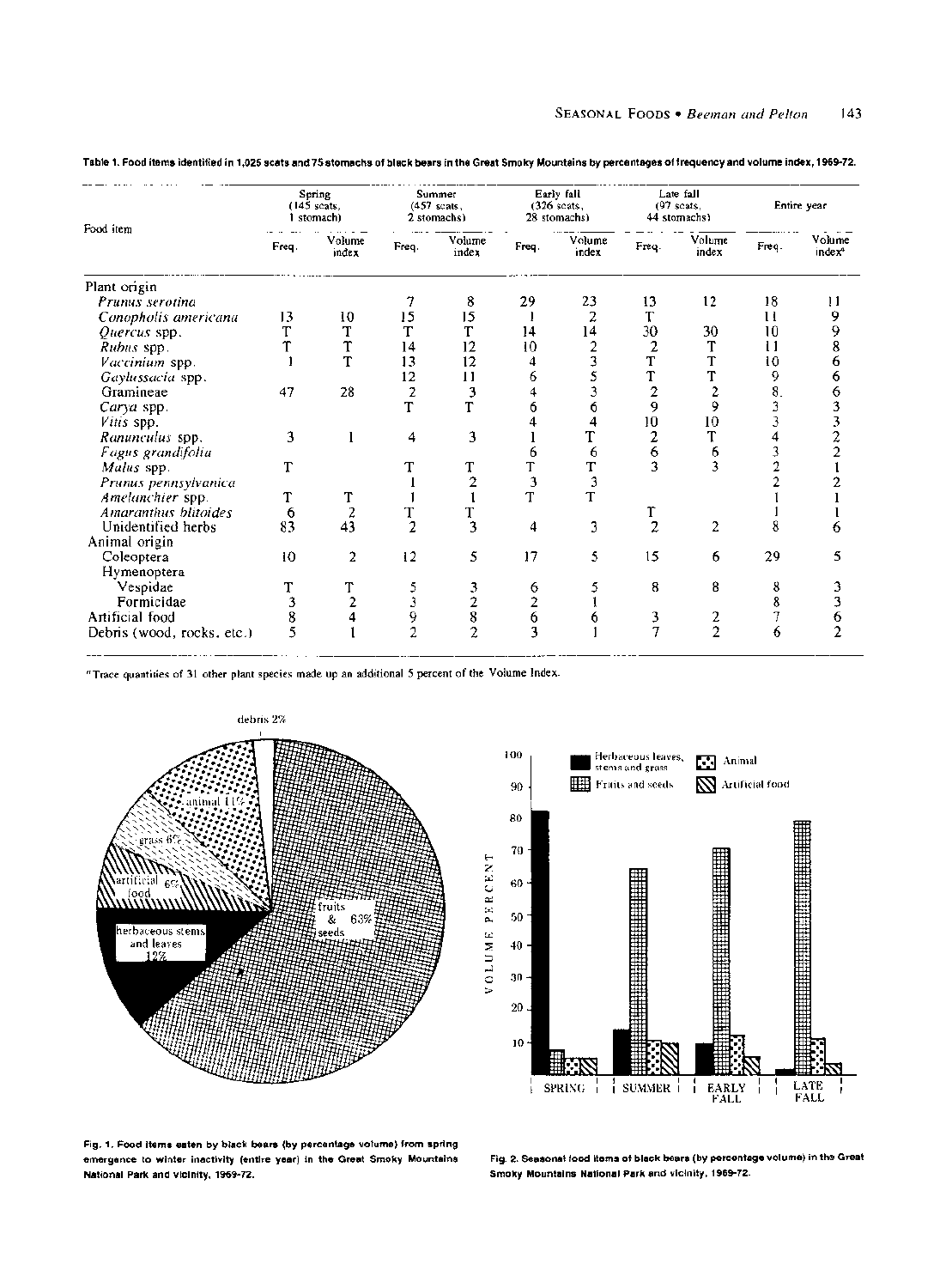**Table 1. Food items identified in 1,025 scats and 75 stomachs of black bears in the Great Smoky Mountains by percentages of frequency and volume index, 1969-72.**

| Food item | Spring (145 scats, 1 stomach) | | Summer (457 scats, 2 stomachs) | | Early fall (326 scats, 28 stomachs) | | Late fall (97 scats, 44 stomachs) | | Entire year | |
|---|---|---|---|---|---|---|---|---|---|---|
| | Freq. | Volume index | Freq. | Volume index | Freq. | Volume index | Freq. | Volume index | Freq. | Volume index[a] |
| Plant origin | | | | | | | | | | |
| *Prunus serotina* | | | 7 | 8 | 29 | 23 | 13 | 12 | 18 | 11 |
| *Conopholis americana* | 13 | 10 | 15 | 15 | 1 | 2 | T | | 11 | 9 |
| *Quercus* spp. | T | T | T | T | 14 | 14 | 30 | 30 | 10 | 9 |
| *Rubus* spp. | T | T | 14 | 12 | 10 | 2 | 2 | T | 11 | 8 |
| *Vaccinium* spp. | 1 | T | 13 | 12 | 4 | 3 | T | T | 10 | 6 |
| *Gaylussacia* spp. | | | 12 | 11 | 6 | 5 | T | T | 9 | 6 |
| Gramineae | 47 | 28 | 2 | 3 | 4 | 3 | 2 | 2 | 8 | 6 |
| *Carya* spp. | | | T | T | 6 | 6 | 9 | 9 | 3 | 3 |
| *Vitis* spp. | | | | | 4 | 4 | 10 | 10 | 3 | 3 |
| *Ranunculus* spp. | 3 | 1 | 4 | 3 | 1 | T | 2 | T | 4 | 2 |
| *Fagus grandifolia* | | | | | 6 | 6 | 6 | 6 | 3 | 2 |
| *Malus* spp. | T | | T | T | T | T | 3 | 3 | 2 | 1 |
| *Prunus pensylvanica* | | | 1 | 2 | 3 | 3 | | | 2 | 2 |
| *Amelanchier* spp. | T | T | 1 | 1 | T | T | | | 1 | 1 |
| *Amaranthus blitoides* | 6 | 2 | T | T | | | T | | 1 | 1 |
| Unidentified herbs | 83 | 43 | 2 | 3 | 4 | 3 | 2 | 2 | 8 | 6 |
| Animal origin | | | | | | | | | | |
| Coleoptera | 10 | 2 | 12 | 5 | 17 | 5 | 15 | 6 | 29 | 5 |
| Hymenoptera | | | | | | | | | | |
| Vespidae | T | T | 5 | 3 | 6 | 5 | 8 | 8 | 8 | 3 |
| Formicidae | 3 | 2 | 3 | 2 | 2 | 1 | | | 8 | 3 |
| Artificial food | 8 | 4 | 9 | 8 | 6 | 6 | 3 | 2 | 7 | 6 |
| Debris (wood, rocks, etc.) | 5 | 1 | 2 | 2 | 3 | 1 | 7 | 2 | 6 | 2 |

[a] Trace quantities of 31 other plant species made up an additional 5 percent of the Volume Index.

**Fig. 1. Food items eaten by black bears (by percentage volume) from spring emergence to winter inactivity (entire year) in the Great Smoky Mountains National Park and vicinity, 1969-72.**

**Fig. 2. Seasonal food items of black bears (by percentage volume) in the Great Smoky Mountains National Park and vicinity, 1969-72.**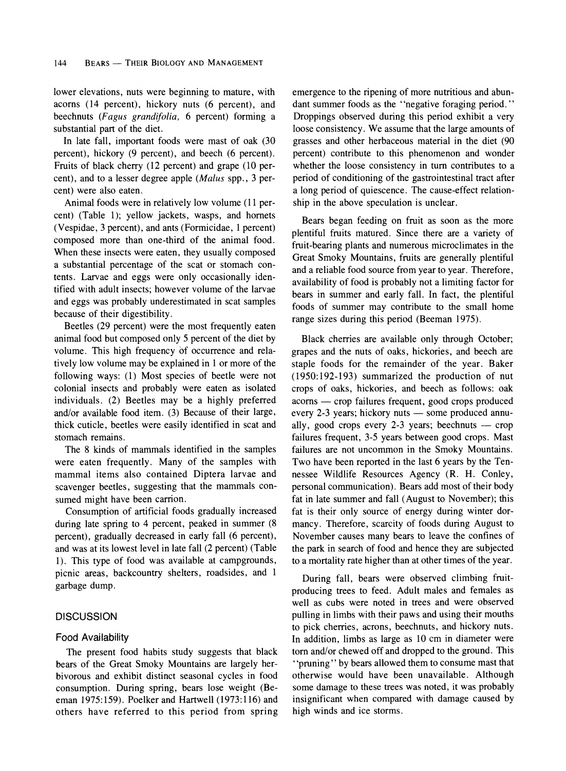lower elevations, nuts were beginning to mature, with acorns (14 percent), hickory nuts (6 percent), and beechnuts (*Fagus grandifolia,* 6 percent) forming a substantial part of the diet.

In late fall, important foods were mast of oak (30 percent), hickory (9 percent), and beech (6 percent). Fruits of black cherry (12 percent) and grape (10 percent), and to a lesser degree apple (*Malus* spp., 3 percent) were also eaten.

Animal foods were in relatively low volume (11 percent) (Table 1); yellow jackets, wasps, and hornets (Vespidae, 3 percent), and ants (Formicidae, 1 percent) composed more than one-third of the animal food. When these insects were eaten, they usually composed a substantial percentage of the scat or stomach contents. Larvae and eggs were only occasionally identified with adult insects; however volume of the larvae and eggs was probably underestimated in scat samples because of their digestibility.

Beetles (29 percent) were the most frequently eaten animal food but composed only 5 percent of the diet by volume. This high frequency of occurrence and relatively low volume may be explained in 1 or more of the following ways: (1) Most species of beetle were not colonial insects and probably were eaten as isolated individuals. (2) Beetles may be a highly preferred and/or available food item. (3) Because of their large, thick cuticle, beetles were easily identified in scat and stomach remains.

The 8 kinds of mammals identified in the samples were eaten frequently. Many of the samples with mammal items also contained Diptera larvae and scavenger beetles, suggesting that the mammals consumed might have been carrion.

Consumption of artificial foods gradually increased during late spring to 4 percent, peaked in summer (8 percent), gradually decreased in early fall (6 percent), and was at its lowest level in late fall (2 percent) (Table 1). This type of food was available at campgrounds, picnic areas, backcountry shelters, roadsides, and 1 garbage dump.

## DISCUSSION

### Food Availability

The present food habits study suggests that black bears of the Great Smoky Mountains are largely herbivorous and exhibit distinct seasonal cycles in food consumption. During spring, bears lose weight (Beeman 1975:159). Poelker and Hartwell (1973:116) and others have referred to this period from spring emergence to the ripening of more nutritious and abundant summer foods as the "negative foraging period." Droppings observed during this period exhibit a very loose consistency. We assume that the large amounts of grasses and other herbaceous material in the diet (90 percent) contribute to this phenomenon and wonder whether the loose consistency in turn contributes to a period of conditioning of the gastrointestinal tract after a long period of quiescence. The cause-effect relationship in the above speculation is unclear.

Bears began feeding on fruit as soon as the more plentiful fruits matured. Since there are a variety of fruit-bearing plants and numerous microclimates in the Great Smoky Mountains, fruits are generally plentiful and a reliable food source from year to year. Therefore, availability of food is probably not a limiting factor for bears in summer and early fall. In fact, the plentiful foods of summer may contribute to the small home range sizes during this period (Beeman 1975).

Black cherries are available only through October; grapes and the nuts of oaks, hickories, and beech are staple foods for the remainder of the year. Baker (1950:192-193) summarized the production of nut crops of oaks, hickories, and beech as follows: oak acorns — crop failures frequent, good crops produced every 2-3 years; hickory nuts — some produced annually, good crops every 2-3 years; beechnuts — crop failures frequent, 3-5 years between good crops. Mast failures are not uncommon in the Smoky Mountains. Two have been reported in the last 6 years by the Tennessee Wildlife Resources Agency (R. H. Conley, personal communication). Bears add most of their body fat in late summer and fall (August to November); this fat is their only source of energy during winter dormancy. Therefore, scarcity of foods during August to November causes many bears to leave the confines of the park in search of food and hence they are subjected to a mortality rate higher than at other times of the year.

During fall, bears were observed climbing fruit-producing trees to feed. Adult males and females as well as cubs were noted in trees and were observed pulling in limbs with their paws and using their mouths to pick cherries, acrons, beechnuts, and hickory nuts. In addition, limbs as large as 10 cm in diameter were torn and/or chewed off and dropped to the ground. This "pruning" by bears allowed them to consume mast that otherwise would have been unavailable. Although some damage to these trees was noted, it was probably insignificant when compared with damage caused by high winds and ice storms.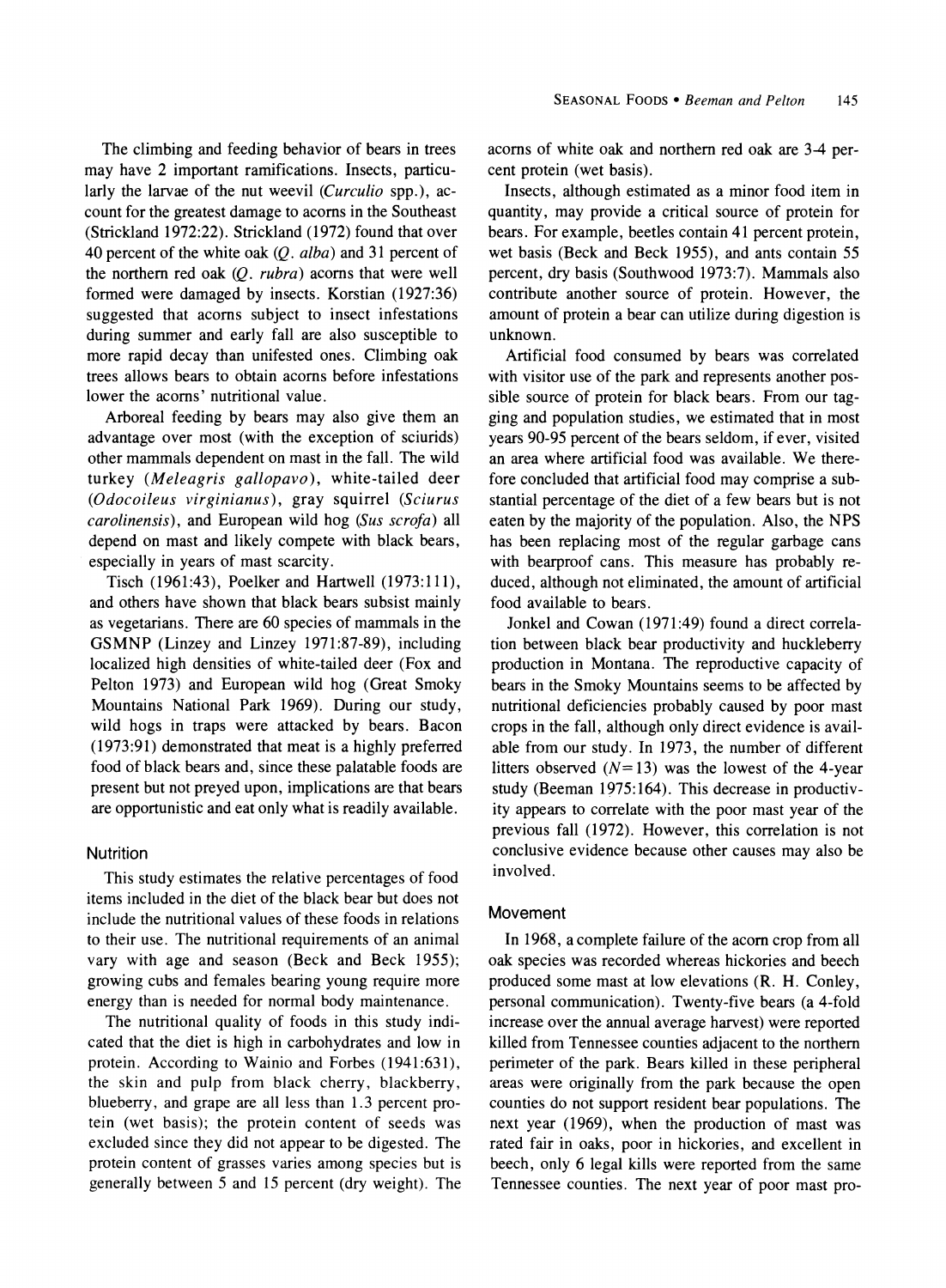The climbing and feeding behavior of bears in trees may have 2 important ramifications. Insects, particularly the larvae of the nut weevil (*Curculio* spp.), account for the greatest damage to acorns in the Southeast (Strickland 1972:22). Strickland (1972) found that over 40 percent of the white oak (*Q. alba*) and 31 percent of the northern red oak (*Q. rubra*) acorns that were well formed were damaged by insects. Korstian (1927:36) suggested that acorns subject to insect infestations during summer and early fall are also susceptible to more rapid decay than unifested ones. Climbing oak trees allows bears to obtain acorns before infestations lower the acorns' nutritional value.

Arboreal feeding by bears may also give them an advantage over most (with the exception of sciurids) other mammals dependent on mast in the fall. The wild turkey (*Meleagris gallopavo*), white-tailed deer (*Odocoileus virginianus*), gray squirrel (*Sciurus carolinensis*), and European wild hog (*Sus scrofa*) all depend on mast and likely compete with black bears, especially in years of mast scarcity.

Tisch (1961:43), Poelker and Hartwell (1973:111), and others have shown that black bears subsist mainly as vegetarians. There are 60 species of mammals in the GSMNP (Linzey and Linzey 1971:87-89), including localized high densities of white-tailed deer (Fox and Pelton 1973) and European wild hog (Great Smoky Mountains National Park 1969). During our study, wild hogs in traps were attacked by bears. Bacon (1973:91) demonstrated that meat is a highly preferred food of black bears and, since these palatable foods are present but not preyed upon, implications are that bears are opportunistic and eat only what is readily available.

## Nutrition

This study estimates the relative percentages of food items included in the diet of the black bear but does not include the nutritional values of these foods in relations to their use. The nutritional requirements of an animal vary with age and season (Beck and Beck 1955); growing cubs and females bearing young require more energy than is needed for normal body maintenance.

The nutritional quality of foods in this study indicated that the diet is high in carbohydrates and low in protein. According to Wainio and Forbes (1941:631), the skin and pulp from black cherry, blackberry, blueberry, and grape are all less than 1.3 percent protein (wet basis); the protein content of seeds was excluded since they did not appear to be digested. The protein content of grasses varies among species but is generally between 5 and 15 percent (dry weight). The acorns of white oak and northern red oak are 3-4 percent protein (wet basis).

Insects, although estimated as a minor food item in quantity, may provide a critical source of protein for bears. For example, beetles contain 41 percent protein, wet basis (Beck and Beck 1955), and ants contain 55 percent, dry basis (Southwood 1973:7). Mammals also contribute another source of protein. However, the amount of protein a bear can utilize during digestion is unknown.

Artificial food consumed by bears was correlated with visitor use of the park and represents another possible source of protein for black bears. From our tagging and population studies, we estimated that in most years 90-95 percent of the bears seldom, if ever, visited an area where artificial food was available. We therefore concluded that artificial food may comprise a substantial percentage of the diet of a few bears but is not eaten by the majority of the population. Also, the NPS has been replacing most of the regular garbage cans with bearproof cans. This measure has probably reduced, although not eliminated, the amount of artificial food available to bears.

Jonkel and Cowan (1971:49) found a direct correlation between black bear productivity and huckleberry production in Montana. The reproductive capacity of bears in the Smoky Mountains seems to be affected by nutritional deficiencies probably caused by poor mast crops in the fall, although only direct evidence is available from our study. In 1973, the number of different litters observed ($N = 13$) was the lowest of the 4-year study (Beeman 1975:164). This decrease in productivity appears to correlate with the poor mast year of the previous fall (1972). However, this correlation is not conclusive evidence because other causes may also be involved.

## Movement

In 1968, a complete failure of the acorn crop from all oak species was recorded whereas hickories and beech produced some mast at low elevations (R. H. Conley, personal communication). Twenty-five bears (a 4-fold increase over the annual average harvest) were reported killed from Tennessee counties adjacent to the northern perimeter of the park. Bears killed in these peripheral areas were originally from the park because the open counties do not support resident bear populations. The next year (1969), when the production of mast was rated fair in oaks, poor in hickories, and excellent in beech, only 6 legal kills were reported from the same Tennessee counties. The next year of poor mast pro-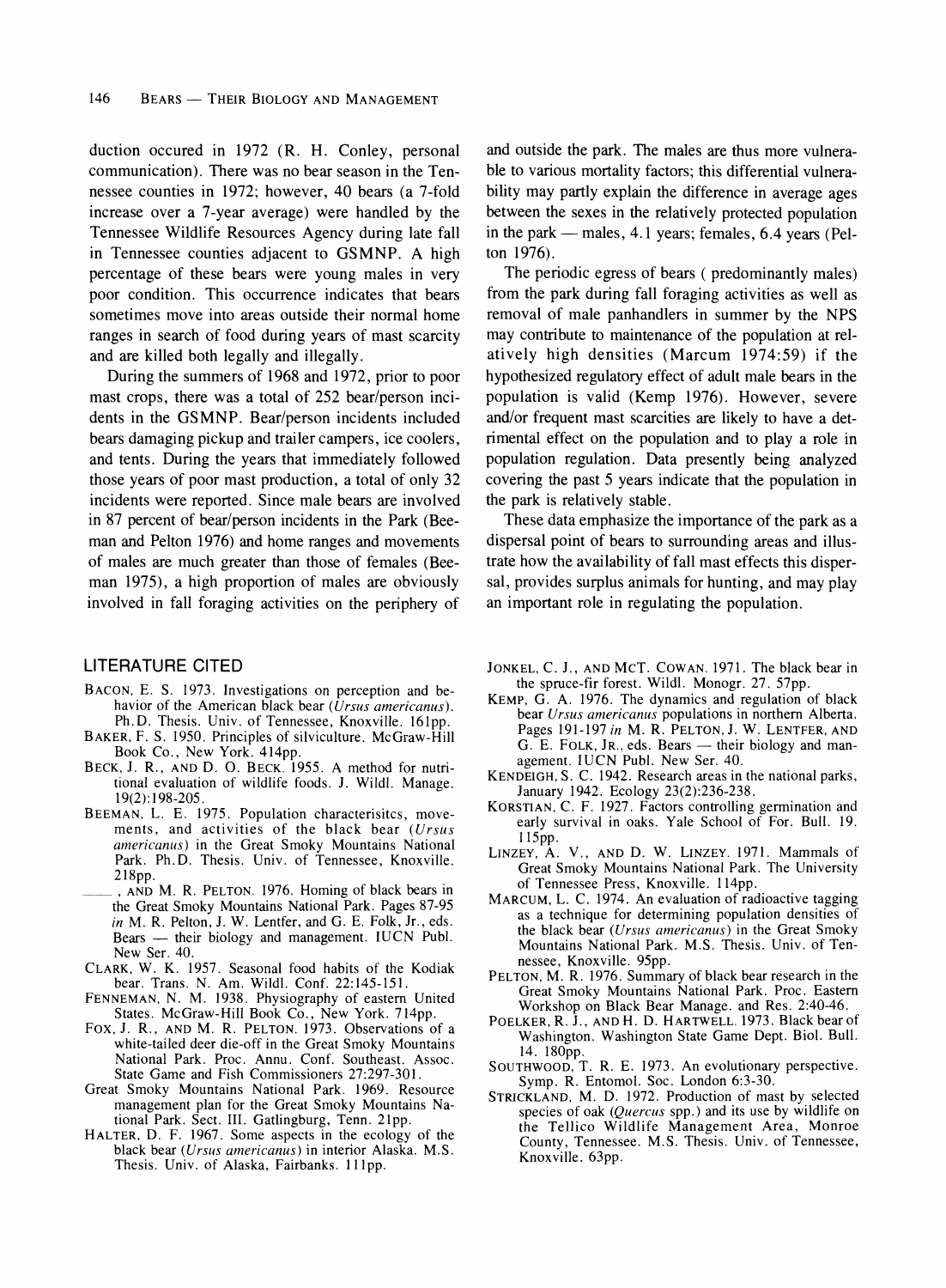duction occured in 1972 (R. H. Conley, personal communication). There was no bear season in the Tennessee counties in 1972; however, 40 bears (a 7-fold increase over a 7-year average) were handled by the Tennessee Wildlife Resources Agency during late fall in Tennessee counties adjacent to GSMNP. A high percentage of these bears were young males in very poor condition. This occurrence indicates that bears sometimes move into areas outside their normal home ranges in search of food during years of mast scarcity and are killed both legally and illegally.

During the summers of 1968 and 1972, prior to poor mast crops, there was a total of 252 bear/person incidents in the GSMNP. Bear/person incidents included bears damaging pickup and trailer campers, ice coolers, and tents. During the years that immediately followed those years of poor mast production, a total of only 32 incidents were reported. Since male bears are involved in 87 percent of bear/person incidents in the Park (Beeman and Pelton 1976) and home ranges and movements of males are much greater than those of females (Beeman 1975), a high proportion of males are obviously involved in fall foraging activities on the periphery of and outside the park. The males are thus more vulnerable to various mortality factors; this differential vulnerability may partly explain the difference in average ages between the sexes in the relatively protected population in the park — males, 4.1 years; females, 6.4 years (Pelton 1976).

The periodic egress of bears ( predominantly males) from the park during fall foraging activities as well as removal of male panhandlers in summer by the NPS may contribute to maintenance of the population at relatively high densities (Marcum 1974:59) if the hypothesized regulatory effect of adult male bears in the population is valid (Kemp 1976). However, severe and/or frequent mast scarcities are likely to have a detrimental effect on the population and to play a role in population regulation. Data presently being analyzed covering the past 5 years indicate that the population in the park is relatively stable.

These data emphasize the importance of the park as a dispersal point of bears to surrounding areas and illustrate how the availability of fall mast effects this dispersal, provides surplus animals for hunting, and may play an important role in regulating the population.

## LITERATURE CITED

Bacon, E. S. 1973. Investigations on perception and behavior of the American black bear (*Ursus americanus*). Ph.D. Thesis. Univ. of Tennessee, Knoxville. 161pp.

Baker, F. S. 1950. Principles of silviculture. McGraw-Hill Book Co., New York. 414pp.

Beck, J. R., and D. O. Beck. 1955. A method for nutritional evaluation of wildlife foods. J. Wildl. Manage. 19(2):198-205.

Beeman, L. E. 1975. Population characterisitcs, movements, and activities of the black bear (*Ursus americanus*) in the Great Smoky Mountains National Park. Ph.D. Thesis. Univ. of Tennessee, Knoxville. 218pp.

———, and M. R. Pelton. 1976. Homing of black bears in the Great Smoky Mountains National Park. Pages 87-95 *in* M. R. Pelton, J. W. Lentfer, and G. E. Folk, Jr., eds. Bears — their biology and management. IUCN Publ. New Ser. 40.

Clark, W. K. 1957. Seasonal food habits of the Kodiak bear. Trans. N. Am. Wildl. Conf. 22:145-151.

Fenneman, N. M. 1938. Physiography of eastern United States. McGraw-Hill Book Co., New York. 714pp.

Fox, J. R., and M. R. Pelton. 1973. Observations of a white-tailed deer die-off in the Great Smoky Mountains National Park. Proc. Annu. Conf. Southeast. Assoc. State Game and Fish Commissioners 27:297-301.

Great Smoky Mountains National Park. 1969. Resource management plan for the Great Smoky Mountains National Park. Sect. III. Gatlinburg, Tenn. 21pp.

Halter, D. F. 1967. Some aspects in the ecology of the black bear (*Ursus americanus*) in interior Alaska. M.S. Thesis. Univ. of Alaska, Fairbanks. 111pp.

Jonkel, C. J., and McT. Cowan. 1971. The black bear in the spruce-fir forest. Wildl. Monogr. 27. 57pp.

Kemp, G. A. 1976. The dynamics and regulation of black bear *Ursus americanus* populations in northern Alberta. Pages 191-197 *in* M. R. Pelton, J. W. Lentfer, and G. E. Folk, Jr., eds. Bears — their biology and management. IUCN Publ. New Ser. 40.

Kendeigh, S. C. 1942. Research areas in the national parks, January 1942. Ecology 23(2):236-238.

Korstian, C. F. 1927. Factors controlling germination and early survival in oaks. Yale School of For. Bull. 19. 115pp.

Linzey, A. V., and D. W. Linzey. 1971. Mammals of Great Smoky Mountains National Park. The University of Tennessee Press, Knoxville. 114pp.

Marcum, L. C. 1974. An evaluation of radioactive tagging as a technique for determining population densities of the black bear (*Ursus americanus*) in the Great Smoky Mountains National Park. M.S. Thesis. Univ. of Tennessee, Knoxville. 95pp.

Pelton, M. R. 1976. Summary of black bear research in the Great Smoky Mountains National Park. Proc. Eastern Workshop on Black Bear Manage. and Res. 2:40-46.

Poelker, R. J., and H. D. Hartwell. 1973. Black bear of Washington. Washington State Game Dept. Biol. Bull. 14. 180pp.

Southwood, T. R. E. 1973. An evolutionary perspective. Symp. R. Entomol. Soc. London 6:3-30.

Strickland, M. D. 1972. Production of mast by selected species of oak (*Quercus* spp.) and its use by wildlife on the Tellico Wildlife Management Area, Monroe County, Tennessee. M.S. Thesis. Univ. of Tennessee, Knoxville. 63pp.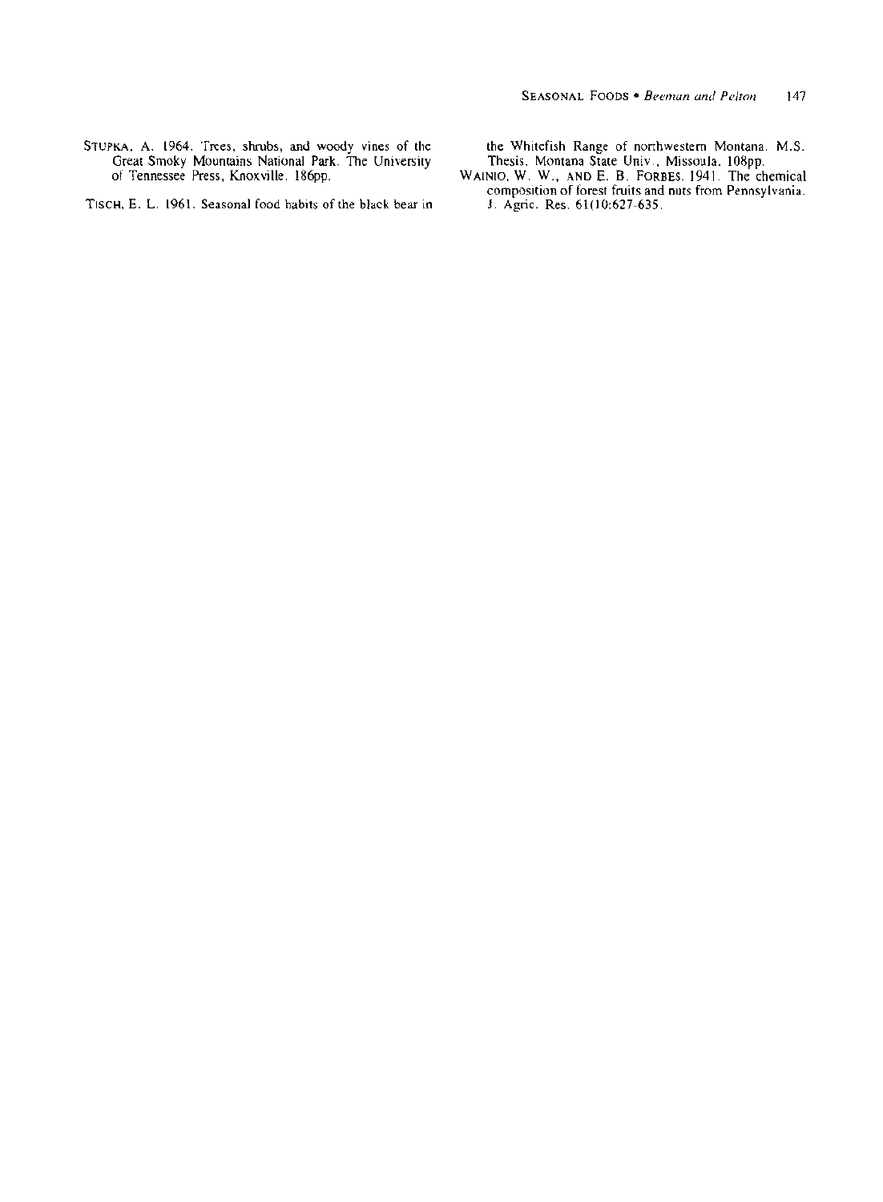STUPKA, A. 1964. Trees, shrubs, and woody vines of the Great Smoky Mountains National Park. The University of Tennessee Press, Knoxville. 186pp.

TISCH, E. L. 1961. Seasonal food habits of the black bear in the Whitefish Range of northwestern Montana. M.S. Thesis. Montana State Univ., Missoula. 108pp.

WAINIO, W. W., AND E. B. FORBES. 1941. The chemical composition of forest fruits and nuts from Pennsylvania. J. Agric. Res. 61(10:627-635.